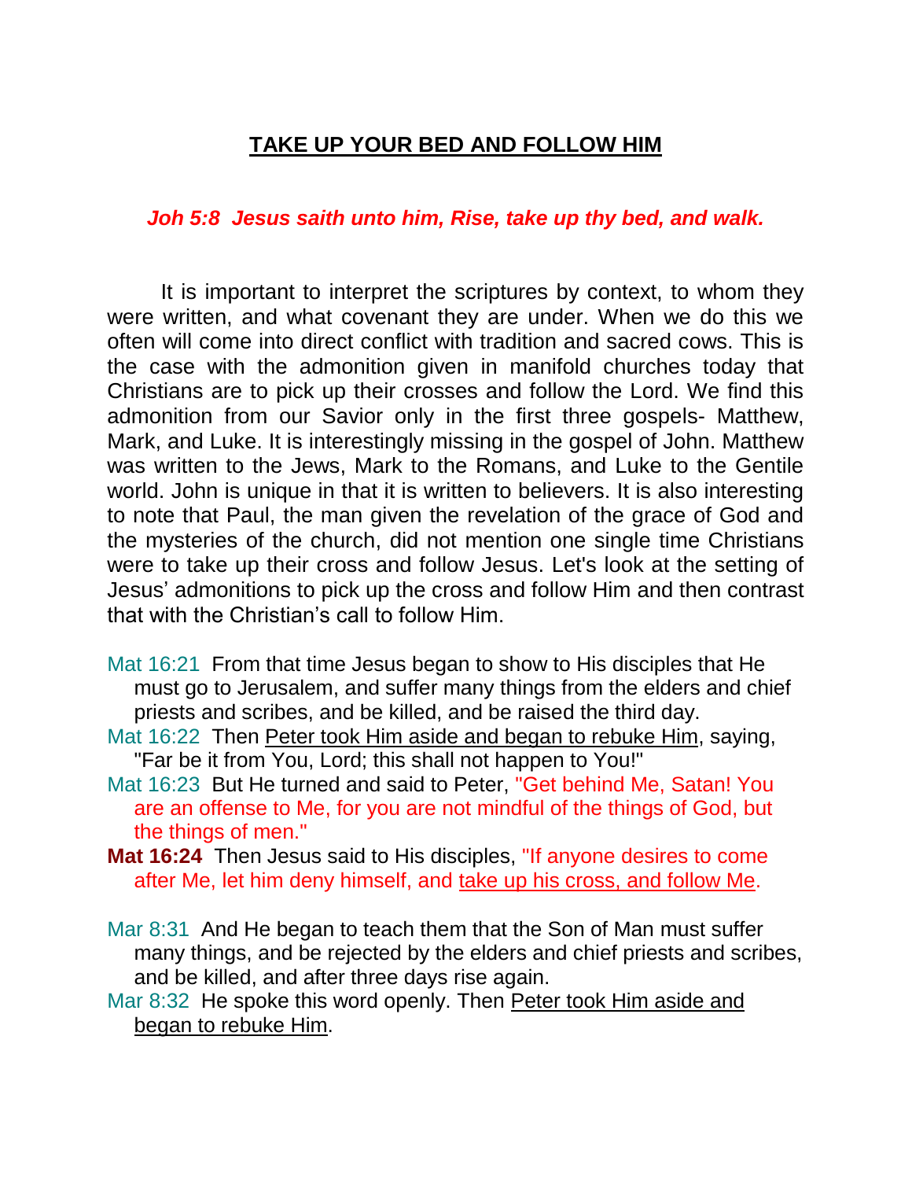# **TAKE UP YOUR BED AND FOLLOW HIM**

***Joh 5:8 Jesus saith unto him, Rise, take up thy bed, and walk.***

It is important to interpret the scriptures by context, to whom they were written, and what covenant they are under. When we do this we often will come into direct conflict with tradition and sacred cows. This is the case with the admonition given in manifold churches today that Christians are to pick up their crosses and follow the Lord. We find this admonition from our Savior only in the first three gospels- Matthew, Mark, and Luke. It is interestingly missing in the gospel of John. Matthew was written to the Jews, Mark to the Romans, and Luke to the Gentile world. John is unique in that it is written to believers. It is also interesting to note that Paul, the man given the revelation of the grace of God and the mysteries of the church, did not mention one single time Christians were to take up their cross and follow Jesus. Let's look at the setting of Jesus' admonitions to pick up the cross and follow Him and then contrast that with the Christian's call to follow Him.

Mat 16:21 From that time Jesus began to show to His disciples that He must go to Jerusalem, and suffer many things from the elders and chief priests and scribes, and be killed, and be raised the third day.

Mat 16:22 Then <u>Peter took Him aside and began to rebuke Him</u>, saying, "Far be it from You, Lord; this shall not happen to You!"

Mat 16:23 But He turned and said to Peter, "Get behind Me, Satan! You are an offense to Me, for you are not mindful of the things of God, but the things of men."

**Mat 16:24** Then Jesus said to His disciples, "If anyone desires to come after Me, let him deny himself, and <u>take up his cross, and follow Me</u>.

Mar 8:31 And He began to teach them that the Son of Man must suffer many things, and be rejected by the elders and chief priests and scribes, and be killed, and after three days rise again.

Mar 8:32 He spoke this word openly. Then <u>Peter took Him aside and began to rebuke Him</u>.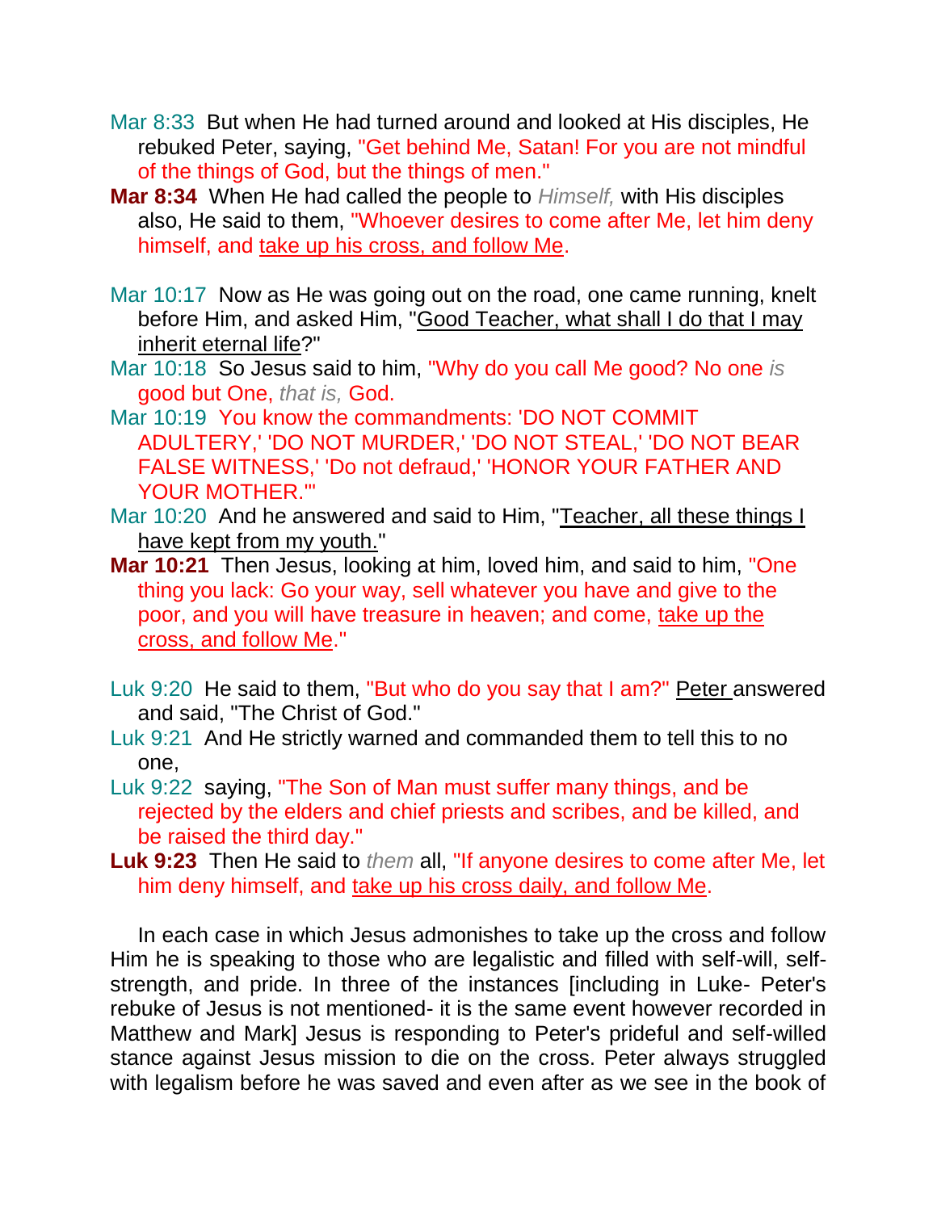Mar 8:33 But when He had turned around and looked at His disciples, He rebuked Peter, saying, "Get behind Me, Satan! For you are not mindful of the things of God, but the things of men."

**Mar 8:34** When He had called the people to *Himself,* with His disciples also, He said to them, "Whoever desires to come after Me, let him deny himself, and <u>take up his cross, and follow Me</u>.

Mar 10:17 Now as He was going out on the road, one came running, knelt before Him, and asked Him, "<u>Good Teacher, what shall I do that I may inherit eternal life</u>?"

Mar 10:18 So Jesus said to him, "Why do you call Me good? No one *is* good but One, *that is,* God.

Mar 10:19 You know the commandments: 'DO NOT COMMIT ADULTERY,' 'DO NOT MURDER,' 'DO NOT STEAL,' 'DO NOT BEAR FALSE WITNESS,' 'Do not defraud,' 'HONOR YOUR FATHER AND YOUR MOTHER.'"

Mar 10:20 And he answered and said to Him, "<u>Teacher, all these things I have kept from my youth.</u>"

**Mar 10:21** Then Jesus, looking at him, loved him, and said to him, "One thing you lack: Go your way, sell whatever you have and give to the poor, and you will have treasure in heaven; and come, <u>take up the cross, and follow Me</u>."

Luk 9:20 He said to them, "But who do you say that I am?" <u>Peter</u> answered and said, "The Christ of God."

Luk 9:21 And He strictly warned and commanded them to tell this to no one,

Luk 9:22 saying, "The Son of Man must suffer many things, and be rejected by the elders and chief priests and scribes, and be killed, and be raised the third day."

**Luk 9:23** Then He said to *them* all, "If anyone desires to come after Me, let him deny himself, and <u>take up his cross daily, and follow Me</u>.

In each case in which Jesus admonishes to take up the cross and follow Him he is speaking to those who are legalistic and filled with self-will, self-strength, and pride. In three of the instances [including in Luke- Peter's rebuke of Jesus is not mentioned- it is the same event however recorded in Matthew and Mark] Jesus is responding to Peter's prideful and self-willed stance against Jesus mission to die on the cross. Peter always struggled with legalism before he was saved and even after as we see in the book of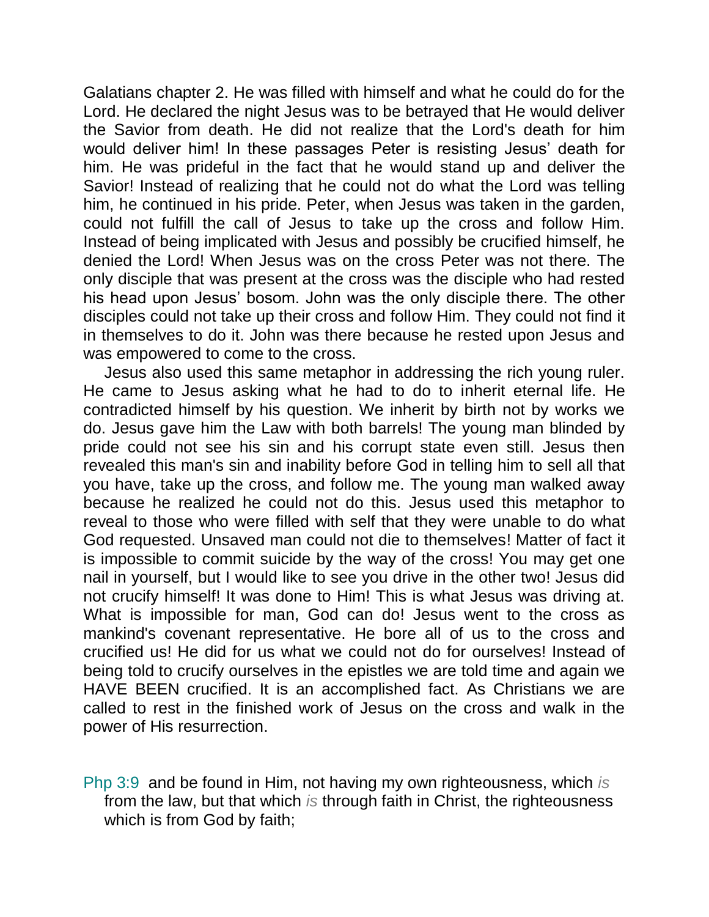Galatians chapter 2. He was filled with himself and what he could do for the Lord. He declared the night Jesus was to be betrayed that He would deliver the Savior from death. He did not realize that the Lord's death for him would deliver him! In these passages Peter is resisting Jesus' death for him. He was prideful in the fact that he would stand up and deliver the Savior! Instead of realizing that he could not do what the Lord was telling him, he continued in his pride. Peter, when Jesus was taken in the garden, could not fulfill the call of Jesus to take up the cross and follow Him. Instead of being implicated with Jesus and possibly be crucified himself, he denied the Lord! When Jesus was on the cross Peter was not there. The only disciple that was present at the cross was the disciple who had rested his head upon Jesus' bosom. John was the only disciple there. The other disciples could not take up their cross and follow Him. They could not find it in themselves to do it. John was there because he rested upon Jesus and was empowered to come to the cross.

Jesus also used this same metaphor in addressing the rich young ruler. He came to Jesus asking what he had to do to inherit eternal life. He contradicted himself by his question. We inherit by birth not by works we do. Jesus gave him the Law with both barrels! The young man blinded by pride could not see his sin and his corrupt state even still. Jesus then revealed this man's sin and inability before God in telling him to sell all that you have, take up the cross, and follow me. The young man walked away because he realized he could not do this. Jesus used this metaphor to reveal to those who were filled with self that they were unable to do what God requested. Unsaved man could not die to themselves! Matter of fact it is impossible to commit suicide by the way of the cross! You may get one nail in yourself, but I would like to see you drive in the other two! Jesus did not crucify himself! It was done to Him! This is what Jesus was driving at. What is impossible for man, God can do! Jesus went to the cross as mankind's covenant representative. He bore all of us to the cross and crucified us! He did for us what we could not do for ourselves! Instead of being told to crucify ourselves in the epistles we are told time and again we HAVE BEEN crucified. It is an accomplished fact. As Christians we are called to rest in the finished work of Jesus on the cross and walk in the power of His resurrection.

Php 3:9 and be found in Him, not having my own righteousness, which *is* from the law, but that which *is* through faith in Christ, the righteousness which is from God by faith;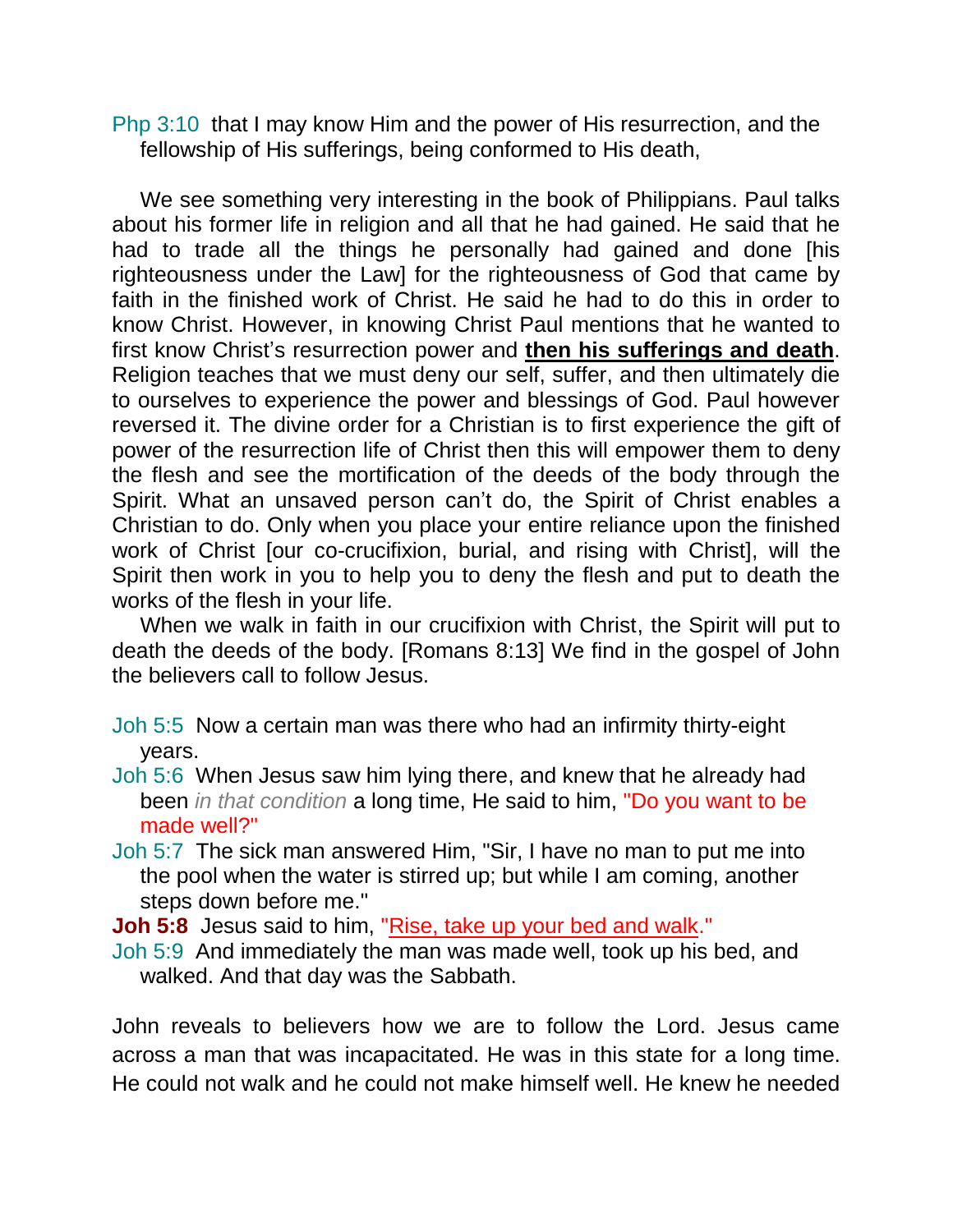Php 3:10 that I may know Him and the power of His resurrection, and the fellowship of His sufferings, being conformed to His death,

We see something very interesting in the book of Philippians. Paul talks about his former life in religion and all that he had gained. He said that he had to trade all the things he personally had gained and done [his righteousness under the Law] for the righteousness of God that came by faith in the finished work of Christ. He said he had to do this in order to know Christ. However, in knowing Christ Paul mentions that he wanted to first know Christ's resurrection power and **then his sufferings and death**. Religion teaches that we must deny our self, suffer, and then ultimately die to ourselves to experience the power and blessings of God. Paul however reversed it. The divine order for a Christian is to first experience the gift of power of the resurrection life of Christ then this will empower them to deny the flesh and see the mortification of the deeds of the body through the Spirit. What an unsaved person can't do, the Spirit of Christ enables a Christian to do. Only when you place your entire reliance upon the finished work of Christ [our co-crucifixion, burial, and rising with Christ], will the Spirit then work in you to help you to deny the flesh and put to death the works of the flesh in your life.

When we walk in faith in our crucifixion with Christ, the Spirit will put to death the deeds of the body. [Romans 8:13] We find in the gospel of John the believers call to follow Jesus.

Joh 5:5 Now a certain man was there who had an infirmity thirty-eight years.
Joh 5:6 When Jesus saw him lying there, and knew that he already had been *in that condition* a long time, He said to him, "Do you want to be made well?"
Joh 5:7 The sick man answered Him, "Sir, I have no man to put me into the pool when the water is stirred up; but while I am coming, another steps down before me."
**Joh 5:8** Jesus said to him, "Rise, take up your bed and walk."
Joh 5:9 And immediately the man was made well, took up his bed, and walked. And that day was the Sabbath.

John reveals to believers how we are to follow the Lord. Jesus came across a man that was incapacitated. He was in this state for a long time. He could not walk and he could not make himself well. He knew he needed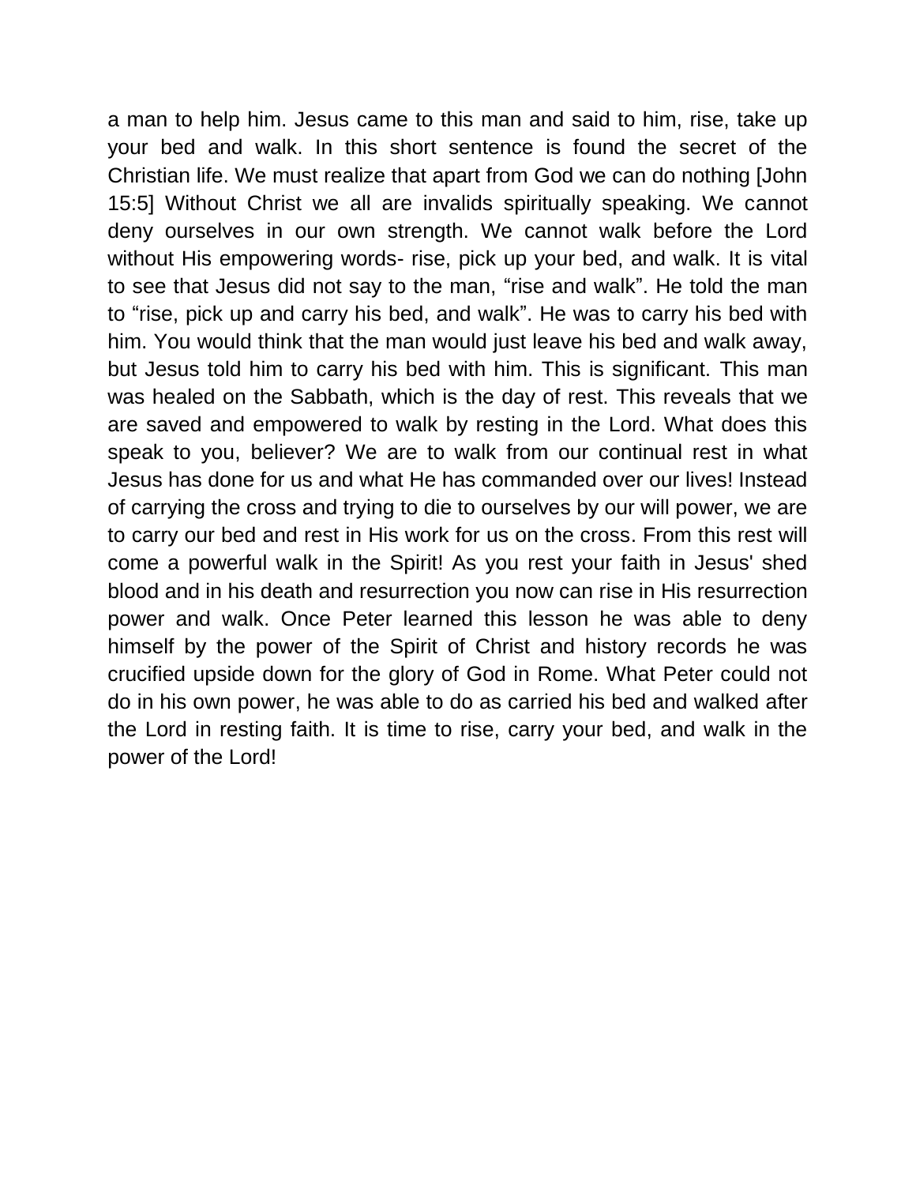a man to help him. Jesus came to this man and said to him, rise, take up your bed and walk. In this short sentence is found the secret of the Christian life. We must realize that apart from God we can do nothing [John 15:5] Without Christ we all are invalids spiritually speaking. We cannot deny ourselves in our own strength. We cannot walk before the Lord without His empowering words- rise, pick up your bed, and walk. It is vital to see that Jesus did not say to the man, “rise and walk”. He told the man to “rise, pick up and carry his bed, and walk”. He was to carry his bed with him. You would think that the man would just leave his bed and walk away, but Jesus told him to carry his bed with him. This is significant. This man was healed on the Sabbath, which is the day of rest. This reveals that we are saved and empowered to walk by resting in the Lord. What does this speak to you, believer? We are to walk from our continual rest in what Jesus has done for us and what He has commanded over our lives! Instead of carrying the cross and trying to die to ourselves by our will power, we are to carry our bed and rest in His work for us on the cross. From this rest will come a powerful walk in the Spirit! As you rest your faith in Jesus' shed blood and in his death and resurrection you now can rise in His resurrection power and walk. Once Peter learned this lesson he was able to deny himself by the power of the Spirit of Christ and history records he was crucified upside down for the glory of God in Rome. What Peter could not do in his own power, he was able to do as carried his bed and walked after the Lord in resting faith. It is time to rise, carry your bed, and walk in the power of the Lord!